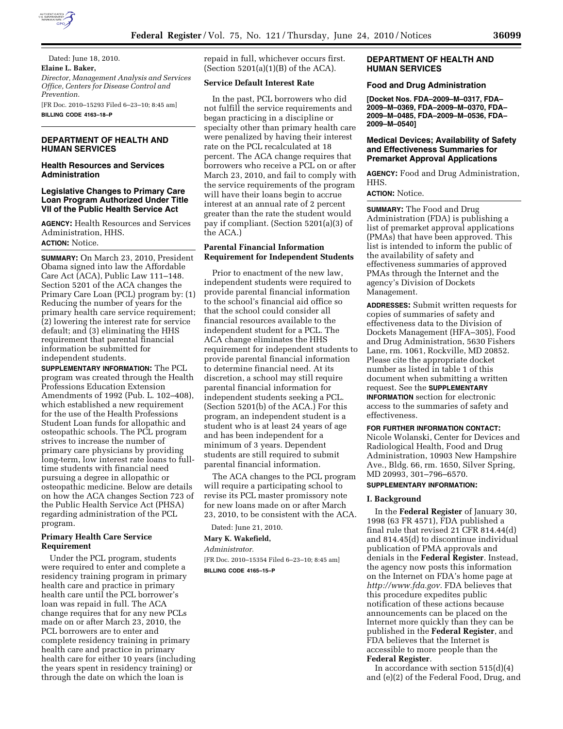Dated: June 18, 2010.

**Elaine L. Baker,**

*Director, Management Analysis and Services Office, Centers for Disease Control and Prevention.*

[FR Doc. 2010–15293 Filed 6–23–10; 8:45 am]

**BILLING CODE 4163–18–P**

## DEPARTMENT OF HEALTH AND HUMAN SERVICES

### Health Resources and Services Administration

### Legislative Changes to Primary Care Loan Program Authorized Under Title VII of the Public Health Service Act

**AGENCY:** Health Resources and Services Administration, HHS.

**ACTION:** Notice.

**SUMMARY:** On March 23, 2010, President Obama signed into law the Affordable Care Act (ACA), Public Law 111–148. Section 5201 of the ACA changes the Primary Care Loan (PCL) program by: (1) Reducing the number of years for the primary health care service requirement; (2) lowering the interest rate for service default; and (3) eliminating the HHS requirement that parental financial information be submitted for independent students.

**SUPPLEMENTARY INFORMATION:** The PCL program was created through the Health Professions Education Extension Amendments of 1992 (Pub. L. 102–408), which established a new requirement for the use of the Health Professions Student Loan funds for allopathic and osteopathic schools. The PCL program strives to increase the number of primary care physicians by providing long-term, low interest rate loans to full-time students with financial need pursuing a degree in allopathic or osteopathic medicine. Below are details on how the ACA changes Section 723 of the Public Health Service Act (PHSA) regarding administration of the PCL program.

#### Primary Health Care Service Requirement

Under the PCL program, students were required to enter and complete a residency training program in primary health care and practice in primary health care until the PCL borrower's loan was repaid in full. The ACA change requires that for any new PCLs made on or after March 23, 2010, the PCL borrowers are to enter and complete residency training in primary health care and practice in primary health care for either 10 years (including the years spent in residency training) or through the date on which the loan is repaid in full, whichever occurs first. (Section 5201(a)(1)(B) of the ACA).

#### Service Default Interest Rate

In the past, PCL borrowers who did not fulfill the service requirements and began practicing in a discipline or specialty other than primary health care were penalized by having their interest rate on the PCL recalculated at 18 percent. The ACA change requires that borrowers who receive a PCL on or after March 23, 2010, and fail to comply with the service requirements of the program will have their loans begin to accrue interest at an annual rate of 2 percent greater than the rate the student would pay if compliant. (Section 5201(a)(3) of the ACA.)

#### Parental Financial Information Requirement for Independent Students

Prior to enactment of the new law, independent students were required to provide parental financial information to the school's financial aid office so that the school could consider all financial resources available to the independent student for a PCL. The ACA change eliminates the HHS requirement for independent students to provide parental financial information to determine financial need. At its discretion, a school may still require parental financial information for independent students seeking a PCL. (Section 5201(b) of the ACA.) For this program, an independent student is a student who is at least 24 years of age and has been independent for a minimum of 3 years. Dependent students are still required to submit parental financial information.

The ACA changes to the PCL program will require a participating school to revise its PCL master promissory note for new loans made on or after March 23, 2010, to be consistent with the ACA.

Dated: June 21, 2010.

**Mary K. Wakefield,**

*Administrator.*

[FR Doc. 2010–15354 Filed 6–23–10; 8:45 am]

**BILLING CODE 4165–15–P**

## DEPARTMENT OF HEALTH AND HUMAN SERVICES

### Food and Drug Administration

**[Docket Nos. FDA–2009–M–0317, FDA–2009–M–0369, FDA–2009–M–0370, FDA–2009–M–0485, FDA–2009–M–0536, FDA–2009–M–0540]**

### Medical Devices; Availability of Safety and Effectiveness Summaries for Premarket Approval Applications

**AGENCY:** Food and Drug Administration, HHS.

**ACTION:** Notice.

**SUMMARY:** The Food and Drug Administration (FDA) is publishing a list of premarket approval applications (PMAs) that have been approved. This list is intended to inform the public of the availability of safety and effectiveness summaries of approved PMAs through the Internet and the agency's Division of Dockets Management.

**ADDRESSES:** Submit written requests for copies of summaries of safety and effectiveness data to the Division of Dockets Management (HFA–305), Food and Drug Administration, 5630 Fishers Lane, rm. 1061, Rockville, MD 20852. Please cite the appropriate docket number as listed in table 1 of this document when submitting a written request. See the **SUPPLEMENTARY INFORMATION** section for electronic access to the summaries of safety and effectiveness.

**FOR FURTHER INFORMATION CONTACT:** Nicole Wolanski, Center for Devices and Radiological Health, Food and Drug Administration, 10903 New Hampshire Ave., Bldg. 66, rm. 1650, Silver Spring, MD 20993, 301–796–6570.

**SUPPLEMENTARY INFORMATION:**

#### I. Background

In the **Federal Register** of January 30, 1998 (63 FR 4571), FDA published a final rule that revised 21 CFR 814.44(d) and 814.45(d) to discontinue individual publication of PMA approvals and denials in the **Federal Register**. Instead, the agency now posts this information on the Internet on FDA's home page at *http://www.fda.gov*. FDA believes that this procedure expedites public notification of these actions because announcements can be placed on the Internet more quickly than they can be published in the **Federal Register**, and FDA believes that the Internet is accessible to more people than the **Federal Register**.

In accordance with section 515(d)(4) and (e)(2) of the Federal Food, Drug, and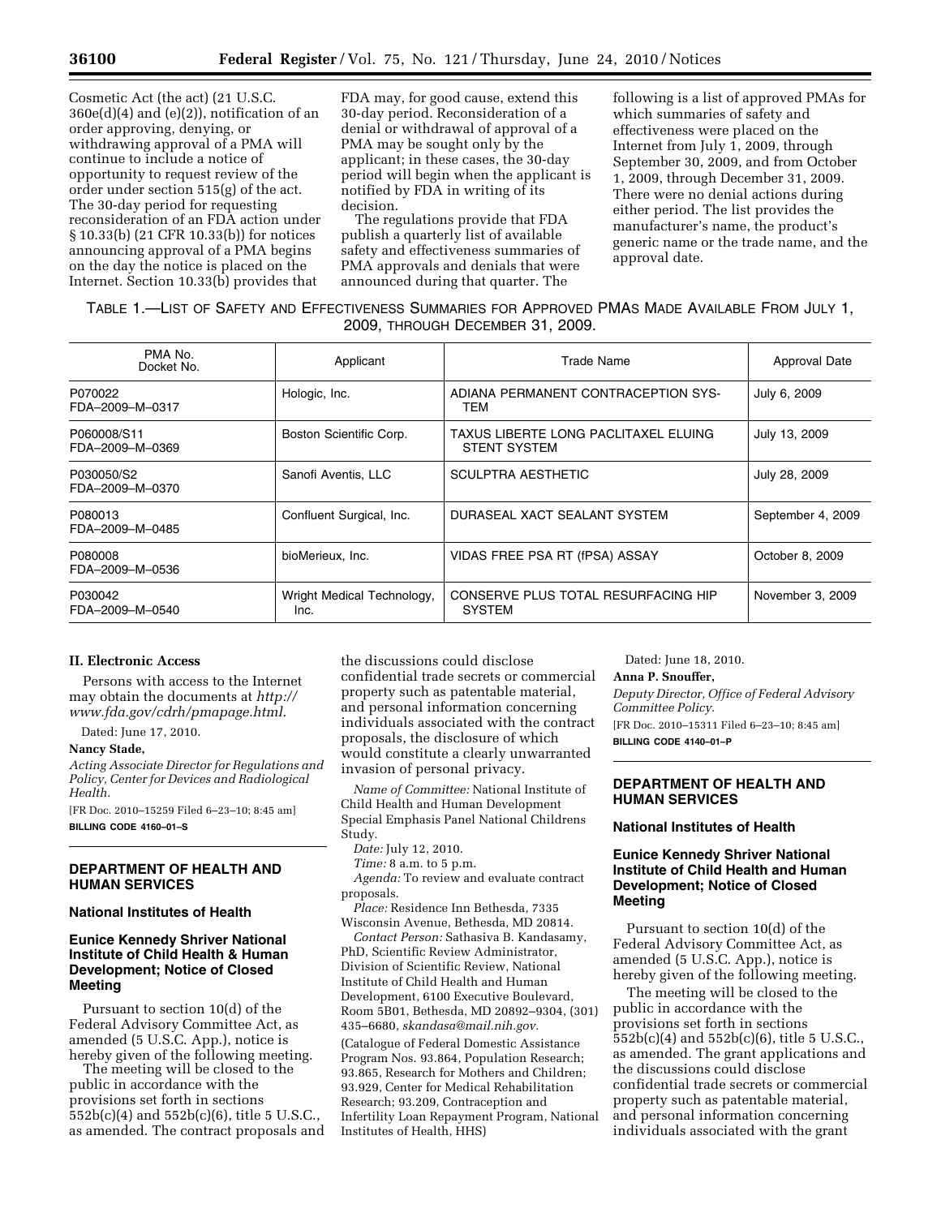Cosmetic Act (the act) (21 U.S.C. 360e(d)(4) and (e)(2)), notification of an order approving, denying, or withdrawing approval of a PMA will continue to include a notice of opportunity to request review of the order under section 515(g) of the act. The 30-day period for requesting reconsideration of an FDA action under § 10.33(b) (21 CFR 10.33(b)) for notices announcing approval of a PMA begins on the day the notice is placed on the Internet. Section 10.33(b) provides that FDA may, for good cause, extend this 30-day period. Reconsideration of a denial or withdrawal of approval of a PMA may be sought only by the applicant; in these cases, the 30-day period will begin when the applicant is notified by FDA in writing of its decision.

The regulations provide that FDA publish a quarterly list of available safety and effectiveness summaries of PMA approvals and denials that were announced during that quarter. The following is a list of approved PMAs for which summaries of safety and effectiveness were placed on the Internet from July 1, 2009, through September 30, 2009, and from October 1, 2009, through December 31, 2009. There were no denial actions during either period. The list provides the manufacturer's name, the product's generic name or the trade name, and the approval date.

TABLE 1.—LIST OF SAFETY AND EFFECTIVENESS SUMMARIES FOR APPROVED PMAS MADE AVAILABLE FROM JULY 1, 2009, THROUGH DECEMBER 31, 2009.

| PMA No. Docket No. | Applicant | Trade Name | Approval Date |
|---|---|---|---|
| P070022 FDA–2009–M–0317 | Hologic, Inc. | ADIANA PERMANENT CONTRACEPTION SYSTEM | July 6, 2009 |
| P060008/S11 FDA–2009–M–0369 | Boston Scientific Corp. | TAXUS LIBERTE LONG PACLITAXEL ELUING STENT SYSTEM | July 13, 2009 |
| P030050/S2 FDA–2009–M–0370 | Sanofi Aventis, LLC | SCULPTRA AESTHETIC | July 28, 2009 |
| P080013 FDA–2009–M–0485 | Confluent Surgical, Inc. | DURASEAL XACT SEALANT SYSTEM | September 4, 2009 |
| P080008 FDA–2009–M–0536 | bioMerieux, Inc. | VIDAS FREE PSA RT (fPSA) ASSAY | October 8, 2009 |
| P030042 FDA–2009–M–0540 | Wright Medical Technology, Inc. | CONSERVE PLUS TOTAL RESURFACING HIP SYSTEM | November 3, 2009 |

## II. Electronic Access

Persons with access to the Internet may obtain the documents at *http://www.fda.gov/cdrh/pmapage.html*.

Dated: June 17, 2010.

**Nancy Stade,**

*Acting Associate Director for Regulations and Policy, Center for Devices and Radiological Health.*

[FR Doc. 2010–15259 Filed 6–23–10; 8:45 am]

**BILLING CODE 4160–01–S**

## DEPARTMENT OF HEALTH AND HUMAN SERVICES

### National Institutes of Health

### Eunice Kennedy Shriver National Institute of Child Health & Human Development; Notice of Closed Meeting

Pursuant to section 10(d) of the Federal Advisory Committee Act, as amended (5 U.S.C. App.), notice is hereby given of the following meeting.

The meeting will be closed to the public in accordance with the provisions set forth in sections 552b(c)(4) and 552b(c)(6), title 5 U.S.C., as amended. The contract proposals and the discussions could disclose confidential trade secrets or commercial property such as patentable material, and personal information concerning individuals associated with the contract proposals, the disclosure of which would constitute a clearly unwarranted invasion of personal privacy.

*Name of Committee:* National Institute of Child Health and Human Development Special Emphasis Panel National Childrens Study.

*Date:* July 12, 2010.

*Time:* 8 a.m. to 5 p.m.

*Agenda:* To review and evaluate contract proposals.

*Place:* Residence Inn Bethesda, 7335 Wisconsin Avenue, Bethesda, MD 20814.

*Contact Person:* Sathasiva B. Kandasamy, PhD, Scientific Review Administrator, Division of Scientific Review, National Institute of Child Health and Human Development, 6100 Executive Boulevard, Room 5B01, Bethesda, MD 20892–9304, (301) 435–6680, *skandasa@mail.nih.gov.*

(Catalogue of Federal Domestic Assistance Program Nos. 93.864, Population Research; 93.865, Research for Mothers and Children; 93.929, Center for Medical Rehabilitation Research; 93.209, Contraception and Infertility Loan Repayment Program, National Institutes of Health, HHS)

Dated: June 18, 2010.

**Anna P. Snouffer,**

*Deputy Director, Office of Federal Advisory Committee Policy.*

[FR Doc. 2010–15311 Filed 6–23–10; 8:45 am]

**BILLING CODE 4140–01–P**

## DEPARTMENT OF HEALTH AND HUMAN SERVICES

### National Institutes of Health

### Eunice Kennedy Shriver National Institute of Child Health and Human Development; Notice of Closed Meeting

Pursuant to section 10(d) of the Federal Advisory Committee Act, as amended (5 U.S.C. App.), notice is hereby given of the following meeting.

The meeting will be closed to the public in accordance with the provisions set forth in sections 552b(c)(4) and 552b(c)(6), title 5 U.S.C., as amended. The grant applications and the discussions could disclose confidential trade secrets or commercial property such as patentable material, and personal information concerning individuals associated with the grant